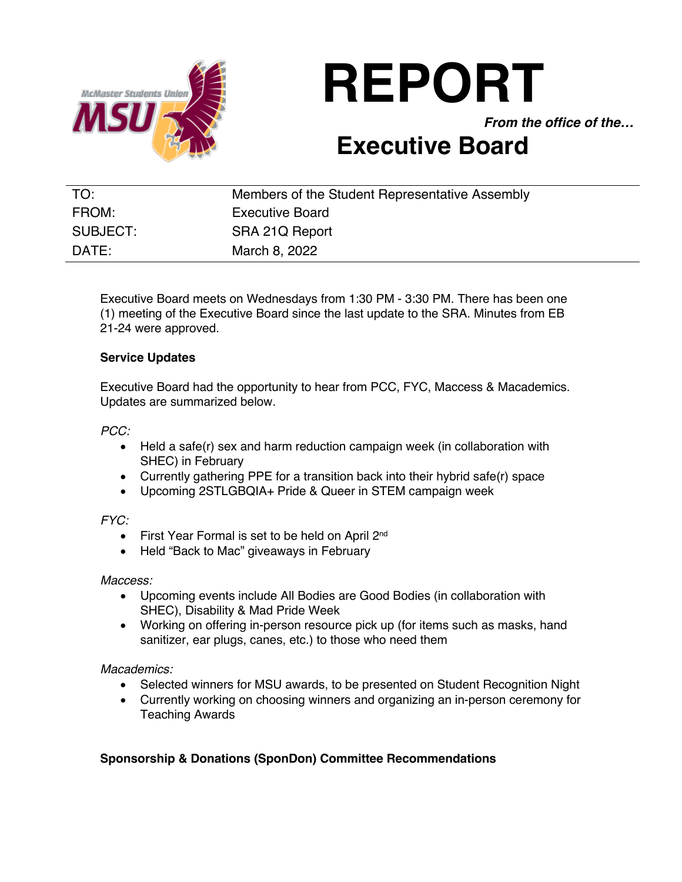# REPORT

***From the office of the…***

## Executive Board

| | |
|---|---|
| TO: | Members of the Student Representative Assembly |
| FROM: | Executive Board |
| SUBJECT: | SRA 21Q Report |
| DATE: | March 8, 2022 |

Executive Board meets on Wednesdays from 1:30 PM - 3:30 PM. There has been one (1) meeting of the Executive Board since the last update to the SRA. Minutes from EB 21-24 were approved.

**Service Updates**

Executive Board had the opportunity to hear from PCC, FYC, Maccess & Macademics. Updates are summarized below.

*PCC:*

- Held a safe(r) sex and harm reduction campaign week (in collaboration with SHEC) in February
- Currently gathering PPE for a transition back into their hybrid safe(r) space
- Upcoming 2STLGBQIA+ Pride & Queer in STEM campaign week

*FYC:*

- First Year Formal is set to be held on April 2nd
- Held "Back to Mac" giveaways in February

*Maccess:*

- Upcoming events include All Bodies are Good Bodies (in collaboration with SHEC), Disability & Mad Pride Week
- Working on offering in-person resource pick up (for items such as masks, hand sanitizer, ear plugs, canes, etc.) to those who need them

*Macademics:*

- Selected winners for MSU awards, to be presented on Student Recognition Night
- Currently working on choosing winners and organizing an in-person ceremony for Teaching Awards

**Sponsorship & Donations (SponDon) Committee Recommendations**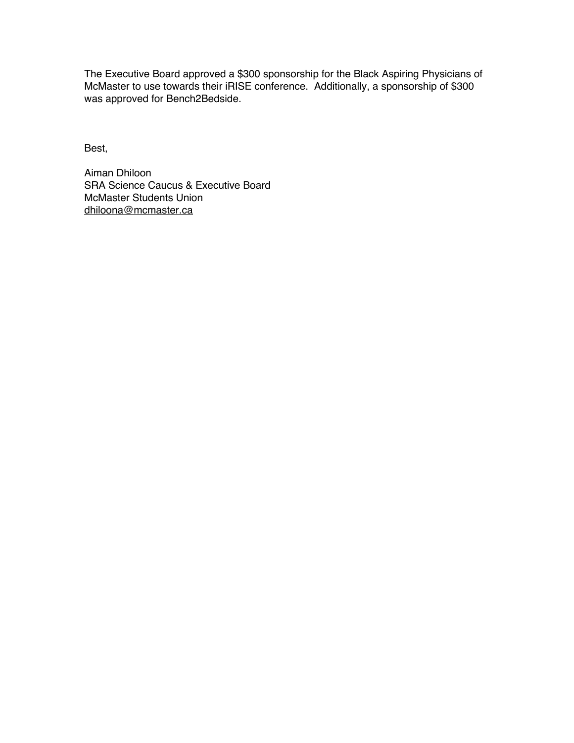The Executive Board approved a $300 sponsorship for the Black Aspiring Physicians of McMaster to use towards their iRISE conference.  Additionally, a sponsorship of $300 was approved for Bench2Bedside.

Best,

Aiman Dhiloon  
SRA Science Caucus & Executive Board  
McMaster Students Union  
dhiloona@mcmaster.ca